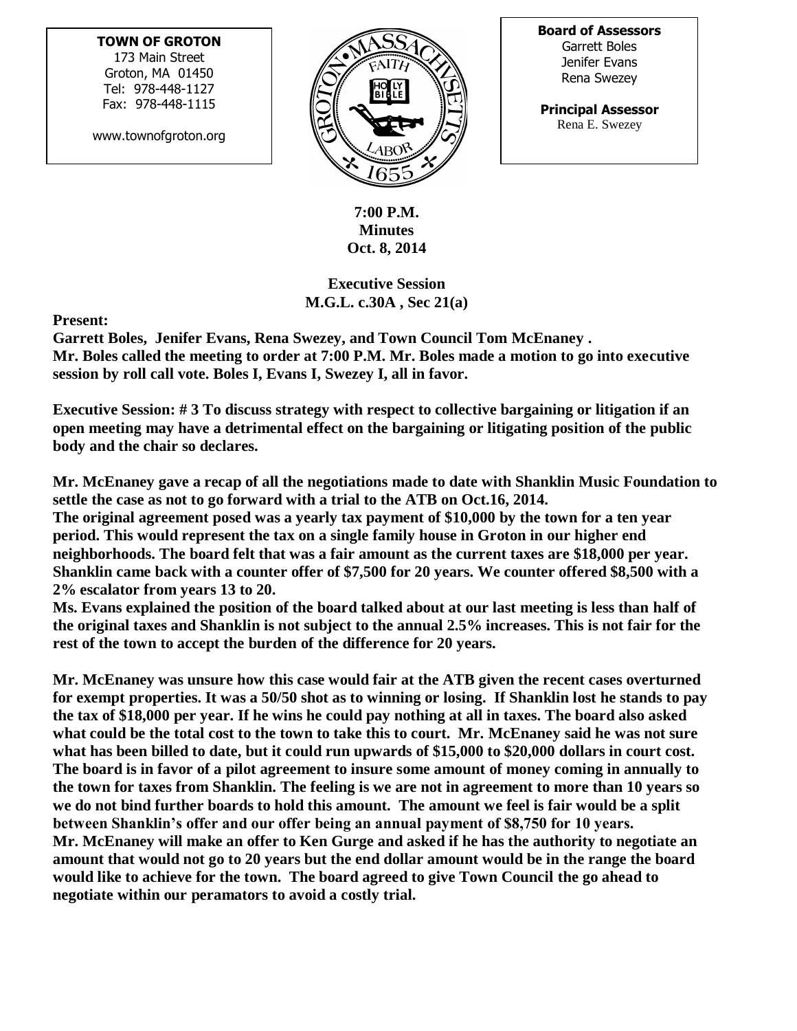**TOWN OF GROTON**
173 Main Street
Groton, MA 01450
Tel: 978-448-1127
Fax: 978-448-1115

www.townofgroton.org

**Board of Assessors**
Garrett Boles
Jenifer Evans
Rena Swezey

**Principal Assessor**
Rena E. Swezey

**7:00 P.M.**
**Minutes**
**Oct. 8, 2014**

**Executive Session**
**M.G.L. c.30A , Sec 21(a)**

**Present:**
**Garrett Boles, Jenifer Evans, Rena Swezey, and Town Council Tom McEnaney .**
**Mr. Boles called the meeting to order at 7:00 P.M. Mr. Boles made a motion to go into executive session by roll call vote. Boles I, Evans I, Swezey I, all in favor.**

**Executive Session: # 3 To discuss strategy with respect to collective bargaining or litigation if an open meeting may have a detrimental effect on the bargaining or litigating position of the public body and the chair so declares.**

**Mr. McEnaney gave a recap of all the negotiations made to date with Shanklin Music Foundation to settle the case as not to go forward with a trial to the ATB on Oct.16, 2014.**
**The original agreement posed was a yearly tax payment of $10,000 by the town for a ten year period. This would represent the tax on a single family house in Groton in our higher end neighborhoods. The board felt that was a fair amount as the current taxes are $18,000 per year. Shanklin came back with a counter offer of $7,500 for 20 years. We counter offered $8,500 with a 2% escalator from years 13 to 20.**
**Ms. Evans explained the position of the board talked about at our last meeting is less than half of the original taxes and Shanklin is not subject to the annual 2.5% increases. This is not fair for the rest of the town to accept the burden of the difference for 20 years.**

**Mr. McEnaney was unsure how this case would fair at the ATB given the recent cases overturned for exempt properties. It was a 50/50 shot as to winning or losing. If Shanklin lost he stands to pay the tax of $18,000 per year. If he wins he could pay nothing at all in taxes. The board also asked what could be the total cost to the town to take this to court. Mr. McEnaney said he was not sure what has been billed to date, but it could run upwards of $15,000 to $20,000 dollars in court cost. The board is in favor of a pilot agreement to insure some amount of money coming in annually to the town for taxes from Shanklin. The feeling is we are not in agreement to more than 10 years so we do not bind further boards to hold this amount. The amount we feel is fair would be a split between Shanklin's offer and our offer being an annual payment of $8,750 for 10 years.**
**Mr. McEnaney will make an offer to Ken Gurge and asked if he has the authority to negotiate an amount that would not go to 20 years but the end dollar amount would be in the range the board would like to achieve for the town. The board agreed to give Town Council the go ahead to negotiate within our peramators to avoid a costly trial.**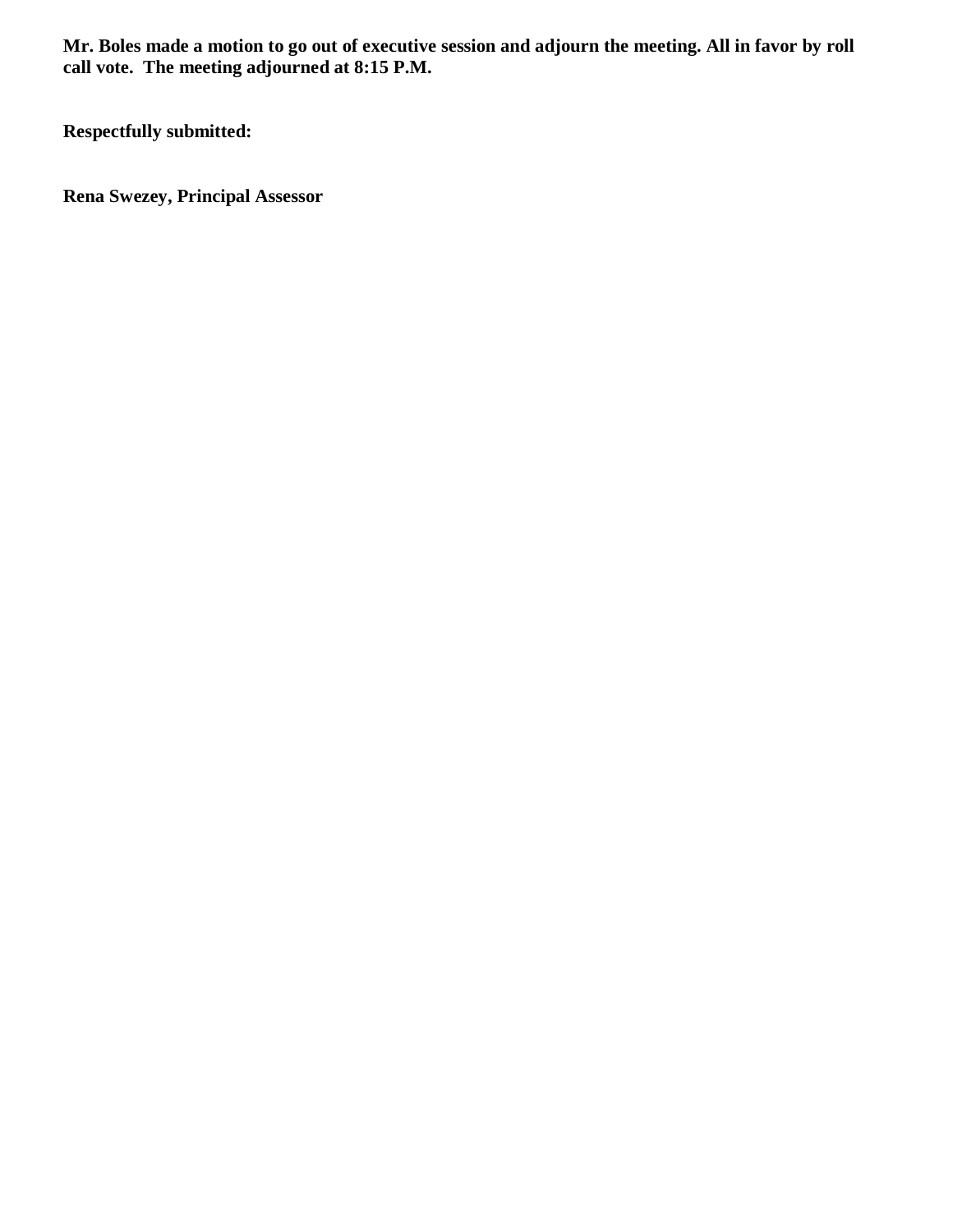**Mr. Boles made a motion to go out of executive session and adjourn the meeting. All in favor by roll call vote. The meeting adjourned at 8:15 P.M.**

**Respectfully submitted:**

**Rena Swezey, Principal Assessor**